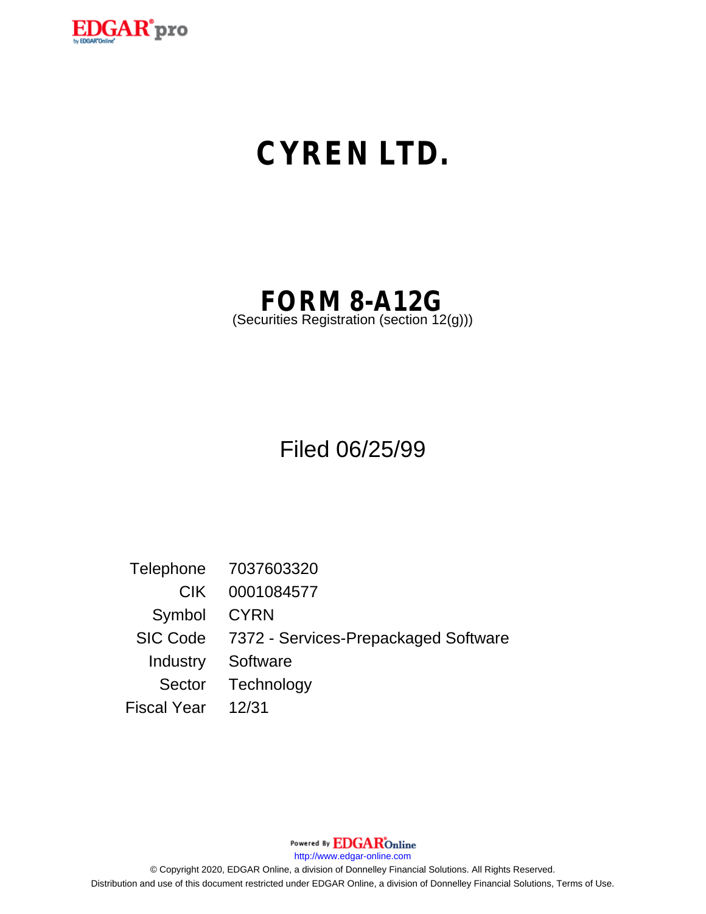# CYREN LTD.

## FORM 8-A12G

(Securities Registration (section 12(g)))

Filed 06/25/99

| | |
|---|---|
| Telephone | 7037603320 |
| CIK | 0001084577 |
| Symbol | CYRN |
| SIC Code | 7372 - Services-Prepackaged Software |
| Industry | Software |
| Sector | Technology |
| Fiscal Year | 12/31 |

http://www.edgar-online.com

© Copyright 2020, EDGAR Online, a division of Donnelley Financial Solutions. All Rights Reserved.

Distribution and use of this document restricted under EDGAR Online, a division of Donnelley Financial Solutions, Terms of Use.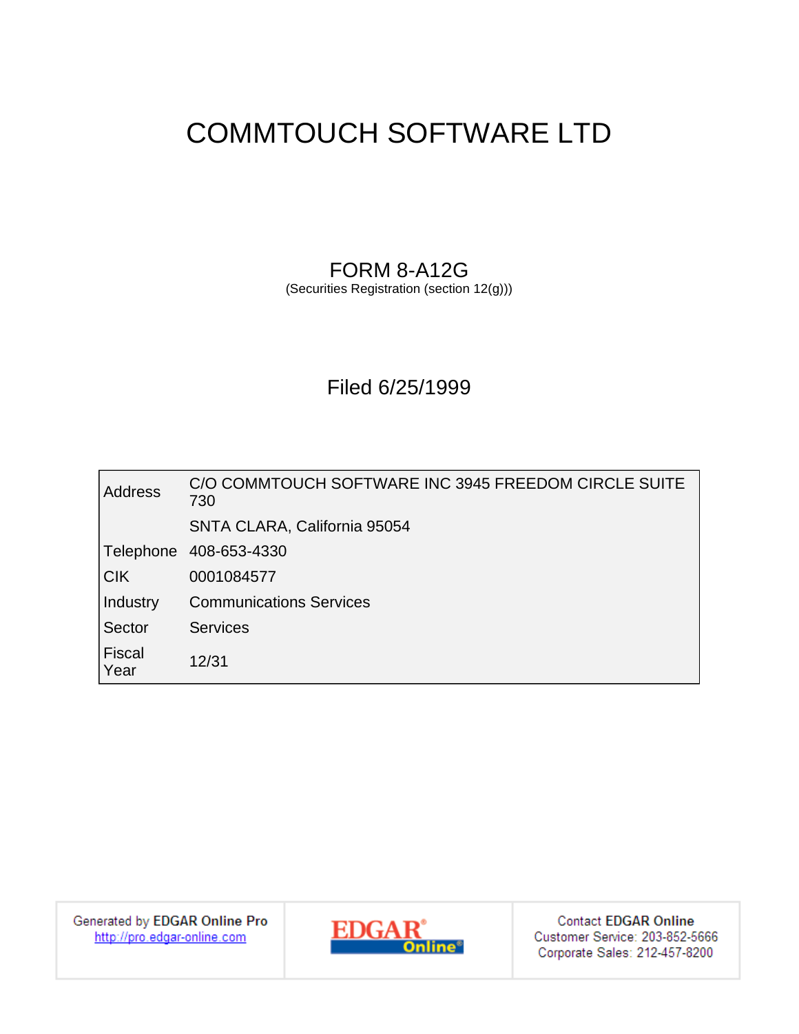# COMMTOUCH SOFTWARE LTD

## FORM 8-A12G

(Securities Registration (section 12(g)))

## Filed 6/25/1999

| | |
|---|---|
| Address | C/O COMMTOUCH SOFTWARE INC 3945 FREEDOM CIRCLE SUITE 730 |
| | SNTA CLARA, California 95054 |
| Telephone | 408-653-4330 |
| CIK | 0001084577 |
| Industry | Communications Services |
| Sector | Services |
| Fiscal Year | 12/31 |

Generated by **EDGAR Online Pro**
http://pro.edgar-online.com

EDGAR Online

Contact **EDGAR Online**
Customer Service: 203-852-5666
Corporate Sales: 212-457-8200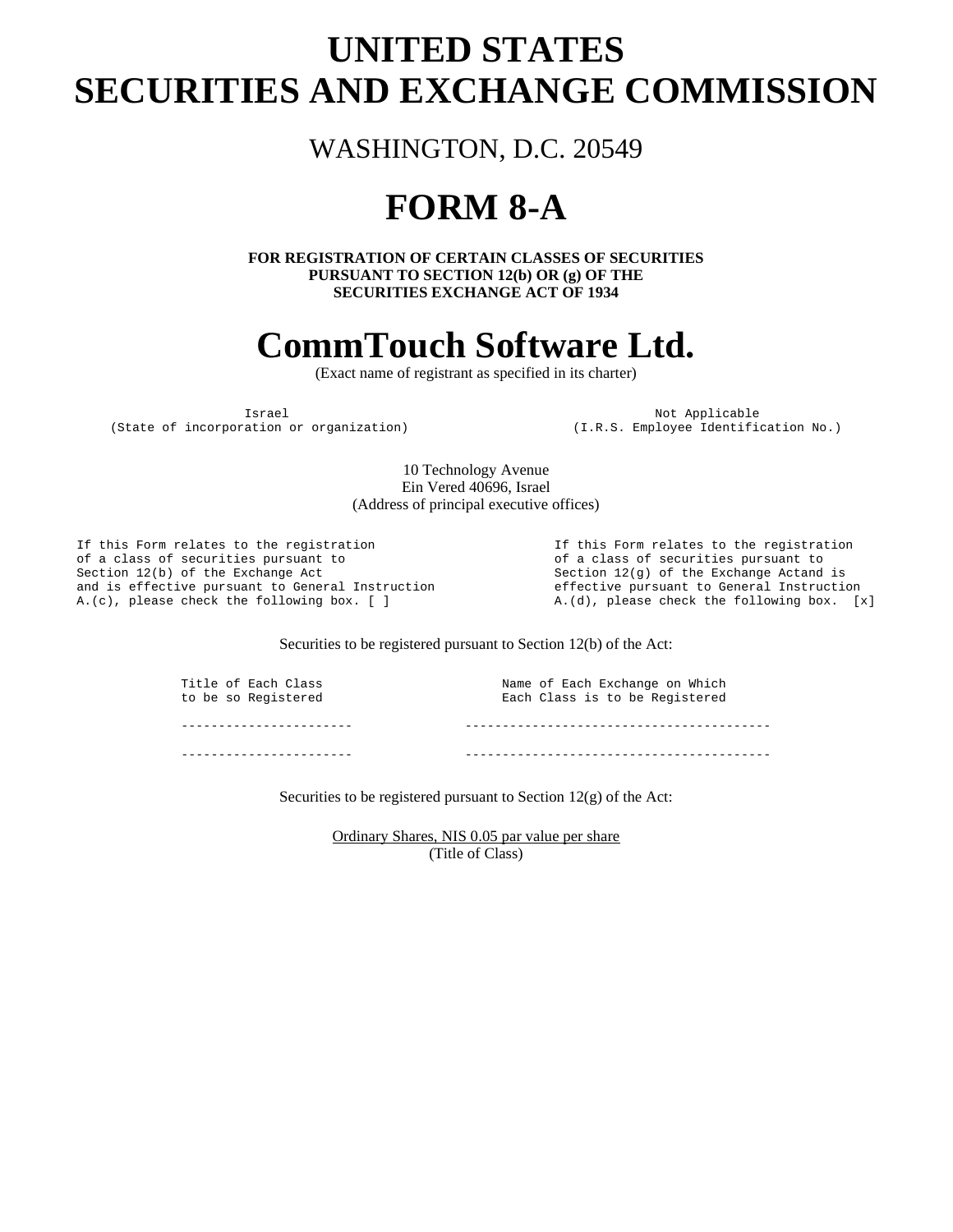# UNITED STATES
# SECURITIES AND EXCHANGE COMMISSION

WASHINGTON, D.C. 20549

# FORM 8-A

**FOR REGISTRATION OF CERTAIN CLASSES OF SECURITIES PURSUANT TO SECTION 12(b) OR (g) OF THE SECURITIES EXCHANGE ACT OF 1934**

# CommTouch Software Ltd.

(Exact name of registrant as specified in its charter)

| Israel | Not Applicable |
| --- | --- |
| (State of incorporation or organization) | (I.R.S. Employee Identification No.) |

10 Technology Avenue
Ein Vered 40696, Israel
(Address of principal executive offices)

If this Form relates to the registration of a class of securities pursuant to Section 12(b) of the Exchange Act and is effective pursuant to General Instruction A.(c), please check the following box. [ ]

If this Form relates to the registration of a class of securities pursuant to Section 12(g) of the Exchange Actand is effective pursuant to General Instruction A.(d), please check the following box. [x]

Securities to be registered pursuant to Section 12(b) of the Act:

| Title of Each Class to be so Registered | Name of Each Exchange on Which Each Class is to be Registered |
| --- | --- |
| ---------------------- | ---------------------------------------- |
| ---------------------- | ---------------------------------------- |

Securities to be registered pursuant to Section 12(g) of the Act:

Ordinary Shares, NIS 0.05 par value per share
(Title of Class)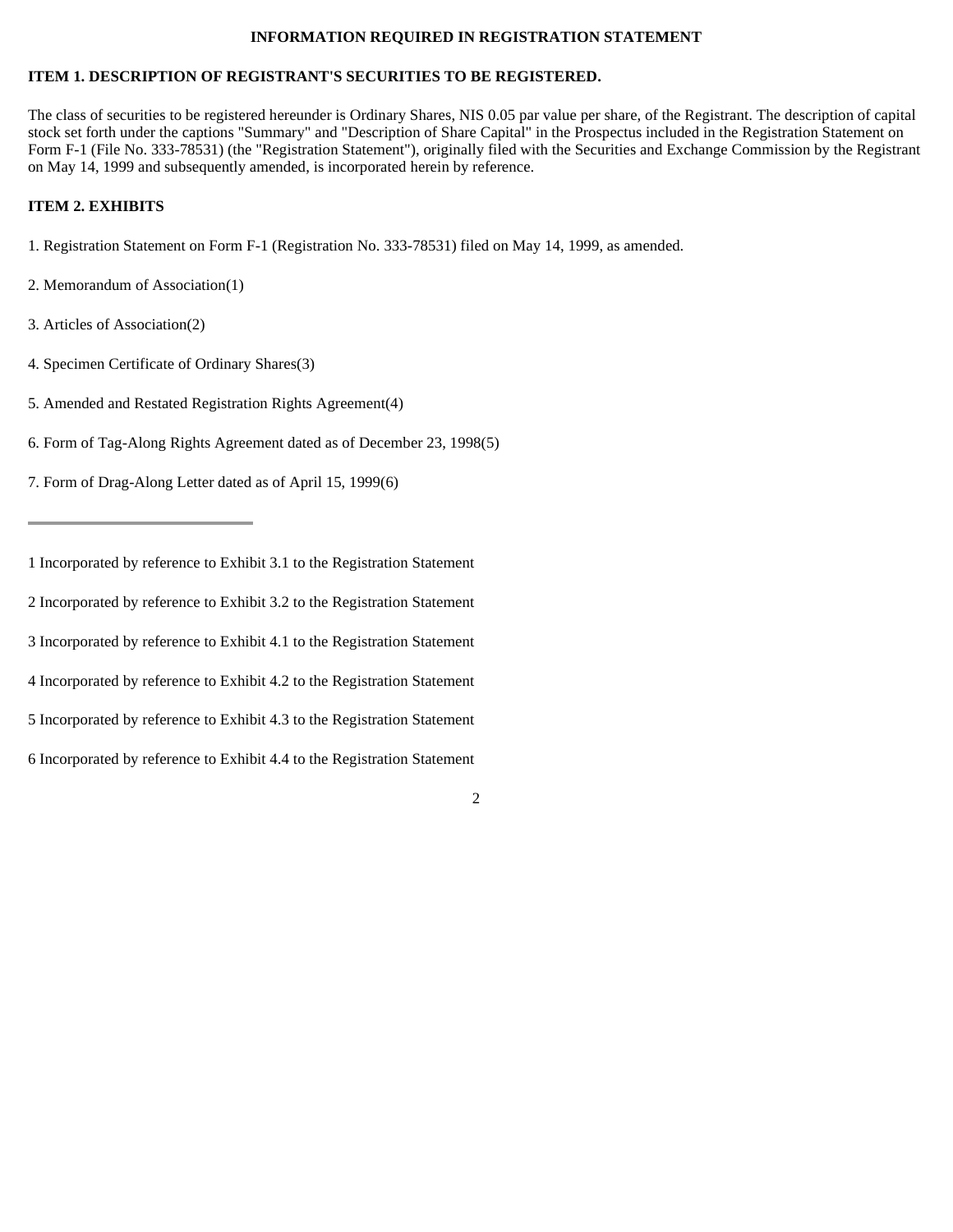## INFORMATION REQUIRED IN REGISTRATION STATEMENT

### ITEM 1. DESCRIPTION OF REGISTRANT'S SECURITIES TO BE REGISTERED.

The class of securities to be registered hereunder is Ordinary Shares, NIS 0.05 par value per share, of the Registrant. The description of capital stock set forth under the captions "Summary" and "Description of Share Capital" in the Prospectus included in the Registration Statement on Form F-1 (File No. 333-78531) (the "Registration Statement"), originally filed with the Securities and Exchange Commission by the Registrant on May 14, 1999 and subsequently amended, is incorporated herein by reference.

### ITEM 2. EXHIBITS

1. Registration Statement on Form F-1 (Registration No. 333-78531) filed on May 14, 1999, as amended.

2. Memorandum of Association(1)

3. Articles of Association(2)

4. Specimen Certificate of Ordinary Shares(3)

5. Amended and Restated Registration Rights Agreement(4)

6. Form of Tag-Along Rights Agreement dated as of December 23, 1998(5)

7. Form of Drag-Along Letter dated as of April 15, 1999(6)

---

1 Incorporated by reference to Exhibit 3.1 to the Registration Statement

2 Incorporated by reference to Exhibit 3.2 to the Registration Statement

3 Incorporated by reference to Exhibit 4.1 to the Registration Statement

4 Incorporated by reference to Exhibit 4.2 to the Registration Statement

5 Incorporated by reference to Exhibit 4.3 to the Registration Statement

6 Incorporated by reference to Exhibit 4.4 to the Registration Statement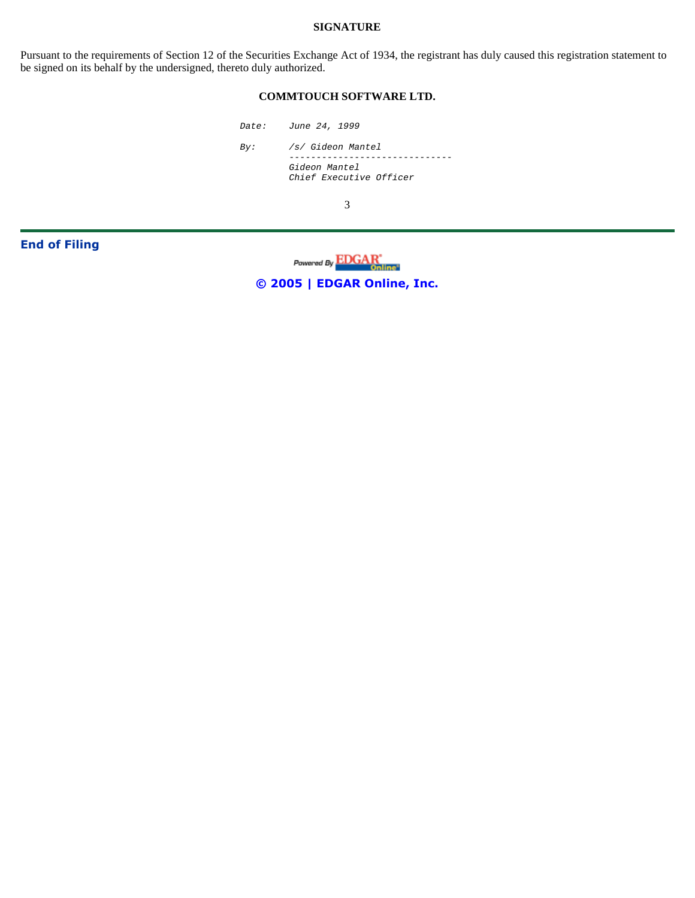**SIGNATURE**

Pursuant to the requirements of Section 12 of the Securities Exchange Act of 1934, the registrant has duly caused this registration statement to be signed on its behalf by the undersigned, thereto duly authorized.

**COMMTOUCH SOFTWARE LTD.**

*Date:* *June 24, 1999*

*By:* */s/ Gideon Mantel*

*Gideon Mantel*
*Chief Executive Officer*

**End of Filing**

Powered By EDGAR Online

**© 2005 | EDGAR Online, Inc.**